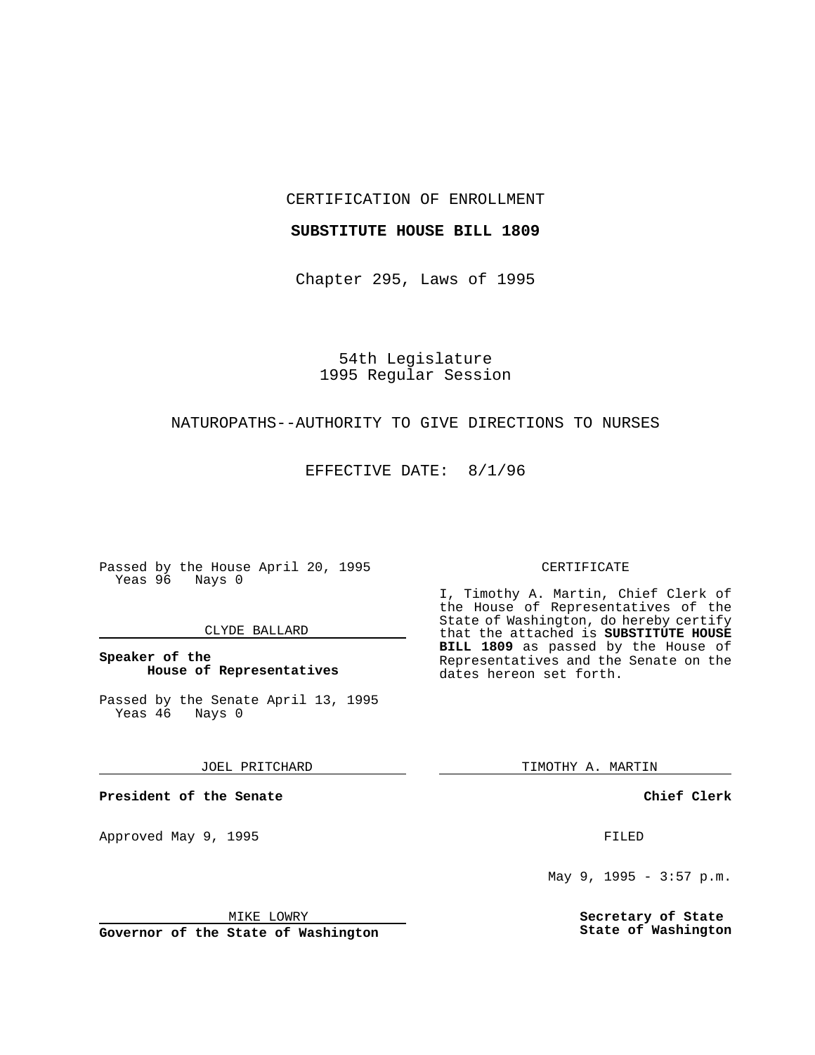CERTIFICATION OF ENROLLMENT

**SUBSTITUTE HOUSE BILL 1809**

Chapter 295, Laws of 1995

54th Legislature
1995 Regular Session

NATUROPATHS--AUTHORITY TO GIVE DIRECTIONS TO NURSES

EFFECTIVE DATE: 8/1/96

Passed by the House April 20, 1995
Yeas 96 Nays 0

CLYDE BALLARD

**Speaker of the House of Representatives**

Passed by the Senate April 13, 1995
Yeas 46 Nays 0

JOEL PRITCHARD

**President of the Senate**

Approved May 9, 1995

MIKE LOWRY

**Governor of the State of Washington**

CERTIFICATE

I, Timothy A. Martin, Chief Clerk of the House of Representatives of the State of Washington, do hereby certify that the attached is **SUBSTITUTE HOUSE BILL 1809** as passed by the House of Representatives and the Senate on the dates hereon set forth.

TIMOTHY A. MARTIN

**Chief Clerk**

FILED

May 9, 1995 - 3:57 p.m.

**Secretary of State State of Washington**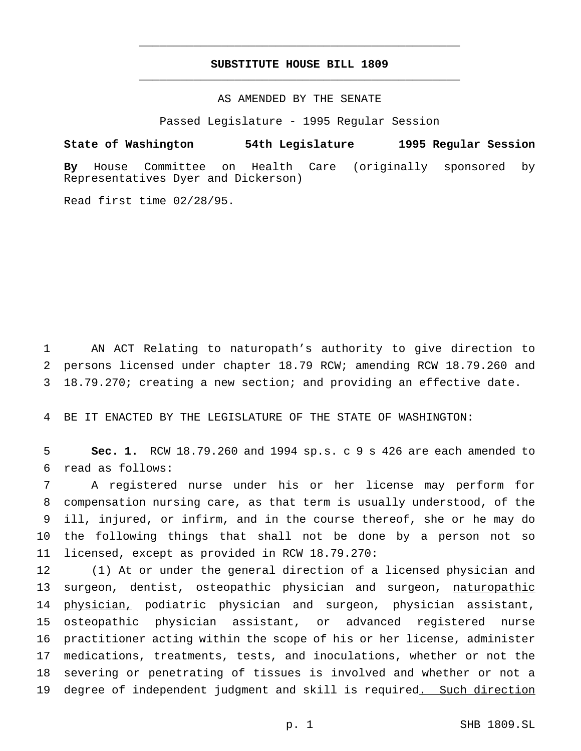# SUBSTITUTE HOUSE BILL 1809

AS AMENDED BY THE SENATE

Passed Legislature - 1995 Regular Session

**State of Washington 54th Legislature 1995 Regular Session**

**By** House Committee on Health Care (originally sponsored by Representatives Dyer and Dickerson)

Read first time 02/28/95.

AN ACT Relating to naturopath's authority to give direction to persons licensed under chapter 18.79 RCW; amending RCW 18.79.260 and 18.79.270; creating a new section; and providing an effective date.

BE IT ENACTED BY THE LEGISLATURE OF THE STATE OF WASHINGTON:

**Sec. 1.** RCW 18.79.260 and 1994 sp.s. c 9 s 426 are each amended to read as follows:

A registered nurse under his or her license may perform for compensation nursing care, as that term is usually understood, of the ill, injured, or infirm, and in the course thereof, she or he may do the following things that shall not be done by a person not so licensed, except as provided in RCW 18.79.270:

(1) At or under the general direction of a licensed physician and surgeon, dentist, osteopathic physician and surgeon, <u>naturopathic physician,</u> podiatric physician and surgeon, physician assistant, osteopathic physician assistant, or advanced registered nurse practitioner acting within the scope of his or her license, administer medications, treatments, tests, and inoculations, whether or not the severing or penetrating of tissues is involved and whether or not a degree of independent judgment and skill is required<u>. Such direction</u>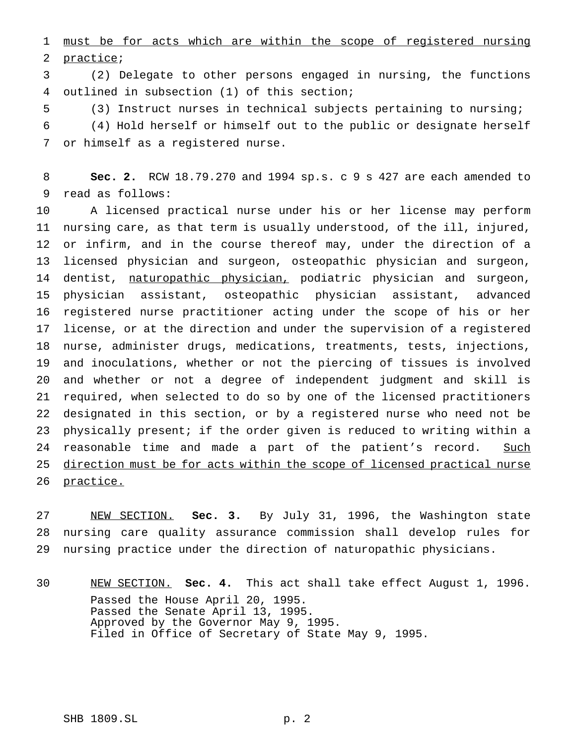must be for acts which are within the scope of registered nursing practice;

(2) Delegate to other persons engaged in nursing, the functions outlined in subsection (1) of this section;

(3) Instruct nurses in technical subjects pertaining to nursing;

(4) Hold herself or himself out to the public or designate herself or himself as a registered nurse.

**Sec. 2.** RCW 18.79.270 and 1994 sp.s. c 9 s 427 are each amended to read as follows:

A licensed practical nurse under his or her license may perform nursing care, as that term is usually understood, of the ill, injured, or infirm, and in the course thereof may, under the direction of a licensed physician and surgeon, osteopathic physician and surgeon, dentist, naturopathic physician, podiatric physician and surgeon, physician assistant, osteopathic physician assistant, advanced registered nurse practitioner acting under the scope of his or her license, or at the direction and under the supervision of a registered nurse, administer drugs, medications, treatments, tests, injections, and inoculations, whether or not the piercing of tissues is involved and whether or not a degree of independent judgment and skill is required, when selected to do so by one of the licensed practitioners designated in this section, or by a registered nurse who need not be physically present; if the order given is reduced to writing within a reasonable time and made a part of the patient's record. Such direction must be for acts within the scope of licensed practical nurse practice.

NEW SECTION. **Sec. 3.** By July 31, 1996, the Washington state nursing care quality assurance commission shall develop rules for nursing practice under the direction of naturopathic physicians.

NEW SECTION. **Sec. 4.** This act shall take effect August 1, 1996.

Passed the House April 20, 1995.
Passed the Senate April 13, 1995.
Approved by the Governor May 9, 1995.
Filed in Office of Secretary of State May 9, 1995.